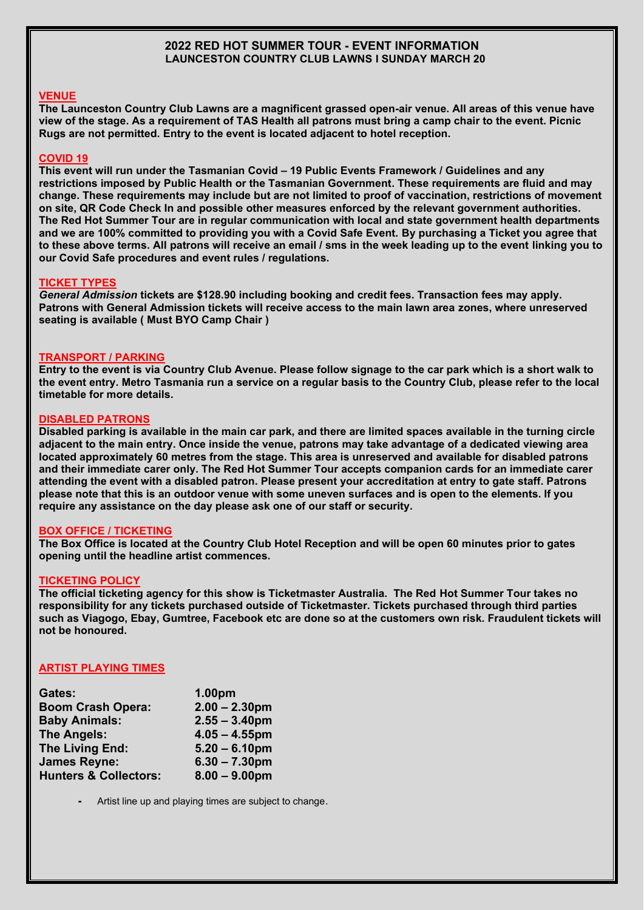# 2022 RED HOT SUMMER TOUR - EVENT INFORMATION

## LAUNCESTON COUNTRY CLUB LAWNS I SUNDAY MARCH 20

### VENUE

**The Launceston Country Club Lawns are a magnificent grassed open-air venue. All areas of this venue have view of the stage. As a requirement of TAS Health all patrons must bring a camp chair to the event. Picnic Rugs are not permitted. Entry to the event is located adjacent to hotel reception.**

### COVID 19

**This event will run under the Tasmanian Covid – 19 Public Events Framework / Guidelines and any restrictions imposed by Public Health or the Tasmanian Government. These requirements are fluid and may change. These requirements may include but are not limited to proof of vaccination, restrictions of movement on site, QR Code Check In and possible other measures enforced by the relevant government authorities. The Red Hot Summer Tour are in regular communication with local and state government health departments and we are 100% committed to providing you with a Covid Safe Event. By purchasing a Ticket you agree that to these above terms. All patrons will receive an email / sms in the week leading up to the event linking you to our Covid Safe procedures and event rules / regulations.**

### TICKET TYPES

***General Admission* tickets are $128.90 including booking and credit fees. Transaction fees may apply. Patrons with General Admission tickets will receive access to the main lawn area zones, where unreserved seating is available ( Must BYO Camp Chair )**

### TRANSPORT / PARKING

**Entry to the event is via Country Club Avenue. Please follow signage to the car park which is a short walk to the event entry. Metro Tasmania run a service on a regular basis to the Country Club, please refer to the local timetable for more details.**

### DISABLED PATRONS

**Disabled parking is available in the main car park, and there are limited spaces available in the turning circle adjacent to the main entry. Once inside the venue, patrons may take advantage of a dedicated viewing area located approximately 60 metres from the stage. This area is unreserved and available for disabled patrons and their immediate carer only. The Red Hot Summer Tour accepts companion cards for an immediate carer attending the event with a disabled patron. Please present your accreditation at entry to gate staff. Patrons please note that this is an outdoor venue with some uneven surfaces and is open to the elements. If you require any assistance on the day please ask one of our staff or security.**

### BOX OFFICE / TICKETING

**The Box Office is located at the Country Club Hotel Reception and will be open 60 minutes prior to gates opening until the headline artist commences.**

### TICKETING POLICY

**The official ticketing agency for this show is Ticketmaster Australia. The Red Hot Summer Tour takes no responsibility for any tickets purchased outside of Ticketmaster. Tickets purchased through third parties such as Viagogo, Ebay, Gumtree, Facebook etc are done so at the customers own risk. Fraudulent tickets will not be honoured.**

### ARTIST PLAYING TIMES

| | |
|---|---|
| **Gates:** | **1.00pm** |
| **Boom Crash Opera:** | **2.00 – 2.30pm** |
| **Baby Animals:** | **2.55 – 3.40pm** |
| **The Angels:** | **4.05 – 4.55pm** |
| **The Living End:** | **5.20 – 6.10pm** |
| **James Reyne:** | **6.30 – 7.30pm** |
| **Hunters & Collectors:** | **8.00 – 9.00pm** |

- Artist line up and playing times are subject to change.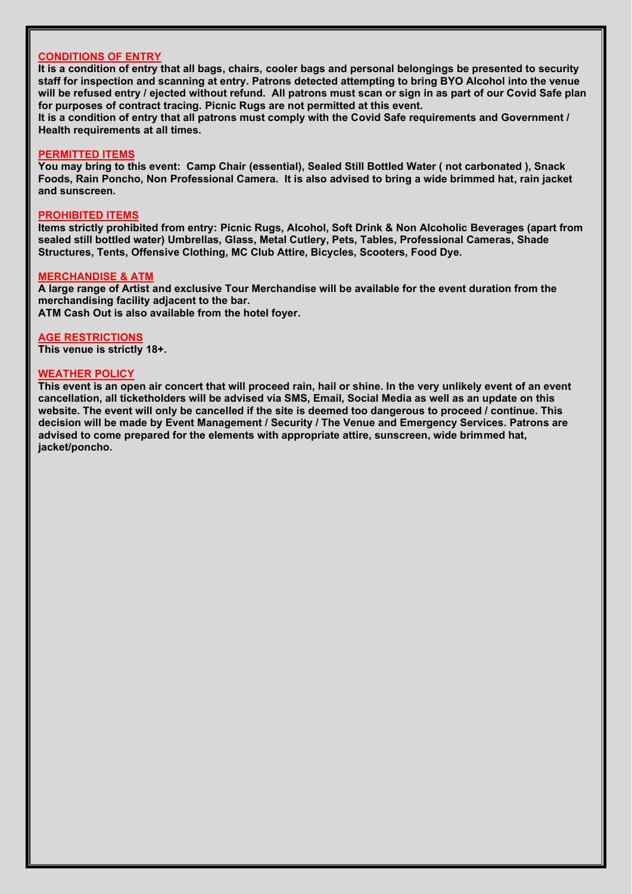## CONDITIONS OF ENTRY

**It is a condition of entry that all bags, chairs, cooler bags and personal belongings be presented to security staff for inspection and scanning at entry. Patrons detected attempting to bring BYO Alcohol into the venue will be refused entry / ejected without refund. All patrons must scan or sign in as part of our Covid Safe plan for purposes of contract tracing. Picnic Rugs are not permitted at this event.**
**It is a condition of entry that all patrons must comply with the Covid Safe requirements and Government / Health requirements at all times.**

## PERMITTED ITEMS

**You may bring to this event: Camp Chair (essential), Sealed Still Bottled Water ( not carbonated ), Snack Foods, Rain Poncho, Non Professional Camera. It is also advised to bring a wide brimmed hat, rain jacket and sunscreen.**

## PROHIBITED ITEMS

**Items strictly prohibited from entry: Picnic Rugs, Alcohol, Soft Drink & Non Alcoholic Beverages (apart from sealed still bottled water) Umbrellas, Glass, Metal Cutlery, Pets, Tables, Professional Cameras, Shade Structures, Tents, Offensive Clothing, MC Club Attire, Bicycles, Scooters, Food Dye.**

## MERCHANDISE & ATM

**A large range of Artist and exclusive Tour Merchandise will be available for the event duration from the merchandising facility adjacent to the bar.**
**ATM Cash Out is also available from the hotel foyer.**

## AGE RESTRICTIONS

**This venue is strictly 18+.**

## WEATHER POLICY

**This event is an open air concert that will proceed rain, hail or shine. In the very unlikely event of an event cancellation, all ticketholders will be advised via SMS, Email, Social Media as well as an update on this website. The event will only be cancelled if the site is deemed too dangerous to proceed / continue. This decision will be made by Event Management / Security / The Venue and Emergency Services. Patrons are advised to come prepared for the elements with appropriate attire, sunscreen, wide brimmed hat, jacket/poncho.**